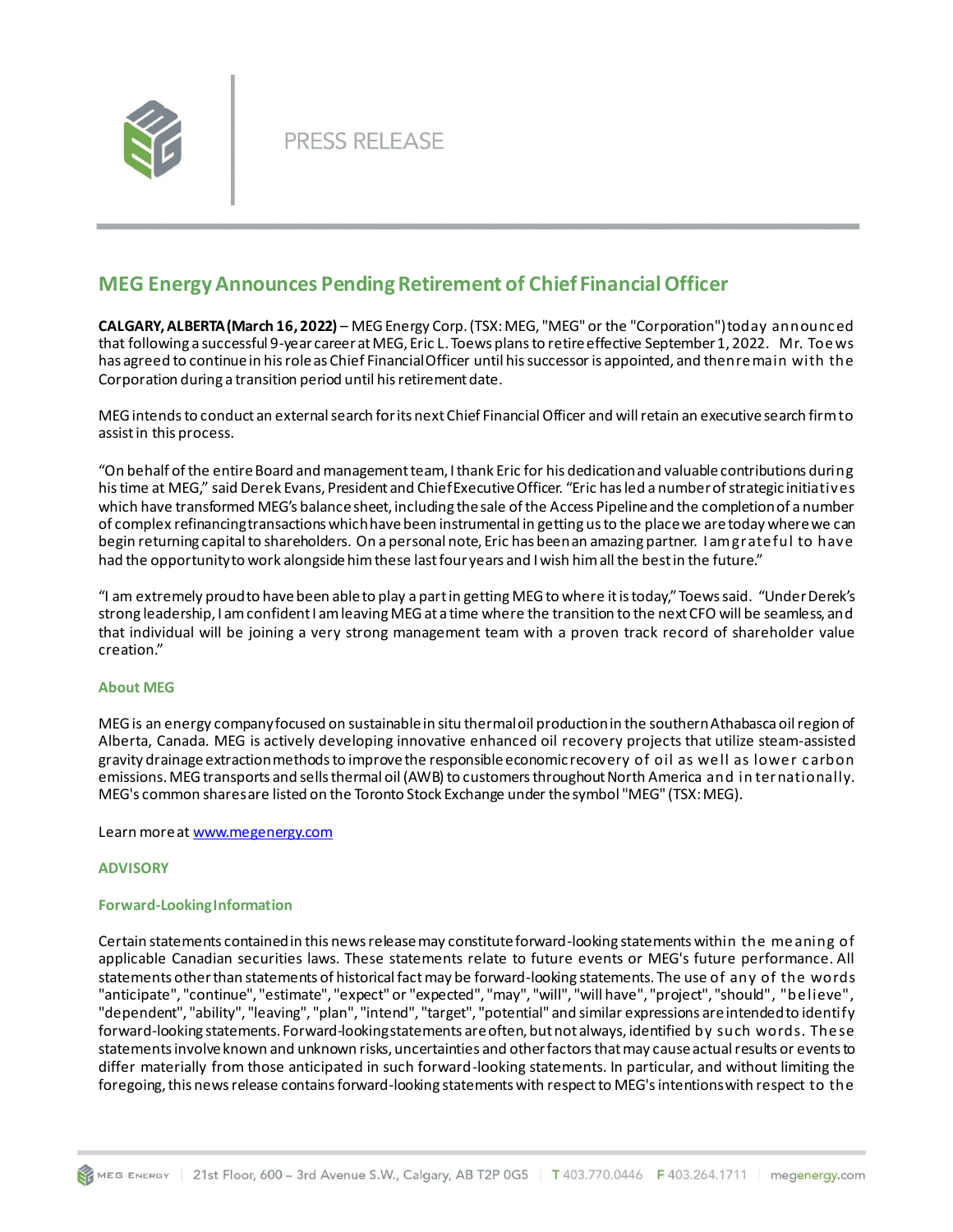PRESS RELEASE

# MEG Energy Announces Pending Retirement of Chief Financial Officer

**CALGARY, ALBERTA (March 16, 2022)** – MEG Energy Corp. (TSX: MEG, "MEG" or the "Corporation") today announced that following a successful 9-year career at MEG, Eric L. Toews plans to retire effective September 1, 2022. Mr. Toews has agreed to continue in his role as Chief Financial Officer until his successor is appointed, and then remain with the Corporation during a transition period until his retirement date.

MEG intends to conduct an external search for its next Chief Financial Officer and will retain an executive search firm to assist in this process.

"On behalf of the entire Board and management team, I thank Eric for his dedication and valuable contributions during his time at MEG," said Derek Evans, President and Chief Executive Officer. "Eric has led a number of strategic initiatives which have transformed MEG's balance sheet, including the sale of the Access Pipeline and the completion of a number of complex refinancing transactions which have been instrumental in getting us to the place we are today where we can begin returning capital to shareholders. On a personal note, Eric has been an amazing partner. I am grateful to have had the opportunity to work alongside him these last four years and I wish him all the best in the future."

"I am extremely proud to have been able to play a part in getting MEG to where it is today," Toews said. "Under Derek's strong leadership, I am confident I am leaving MEG at a time where the transition to the next CFO will be seamless, and that individual will be joining a very strong management team with a proven track record of shareholder value creation."

### About MEG

MEG is an energy company focused on sustainable in situ thermal oil production in the southern Athabasca oil region of Alberta, Canada. MEG is actively developing innovative enhanced oil recovery projects that utilize steam-assisted gravity drainage extraction methods to improve the responsible economic recovery of oil as well as lower carbon emissions. MEG transports and sells thermal oil (AWB) to customers throughout North America and internationally. MEG's common shares are listed on the Toronto Stock Exchange under the symbol "MEG" (TSX: MEG).

Learn more at [www.megenergy.com](www.megenergy.com)

### ADVISORY

#### Forward-Looking Information

Certain statements contained in this news release may constitute forward-looking statements within the meaning of applicable Canadian securities laws. These statements relate to future events or MEG's future performance. All statements other than statements of historical fact may be forward-looking statements. The use of any of the words "anticipate", "continue", "estimate", "expect" or "expected", "may", "will", "will have", "project", "should", "believe", "dependent", "ability", "leaving", "plan", "intend", "target", "potential" and similar expressions are intended to identify forward-looking statements. Forward-looking statements are often, but not always, identified by such words. These statements involve known and unknown risks, uncertainties and other factors that may cause actual results or events to differ materially from those anticipated in such forward-looking statements. In particular, and without limiting the foregoing, this news release contains forward-looking statements with respect to MEG's intentions with respect to the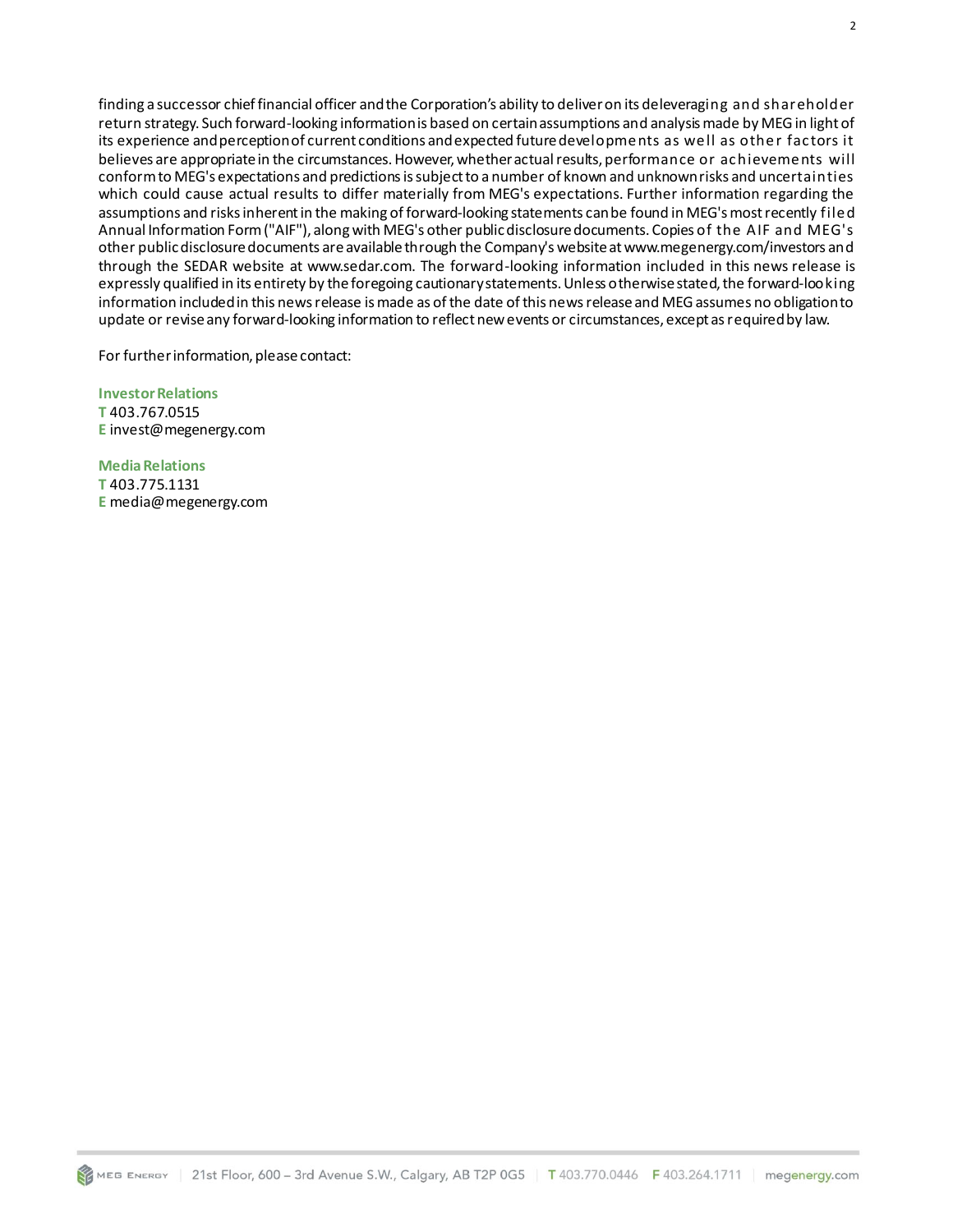finding a successor chief financial officer and the Corporation's ability to deliver on its deleveraging and shareholder return strategy. Such forward-looking information is based on certain assumptions and analysis made by MEG in light of its experience and perception of current conditions and expected future developments as well as other factors it believes are appropriate in the circumstances. However, whether actual results, performance or achievements will conform to MEG's expectations and predictions is subject to a number of known and unknown risks and uncertainties which could cause actual results to differ materially from MEG's expectations. Further information regarding the assumptions and risks inherent in the making of forward-looking statements can be found in MEG's most recently filed Annual Information Form ("AIF"), along with MEG's other public disclosure documents. Copies of the AIF and MEG's other public disclosure documents are available through the Company's website at www.megenergy.com/investors and through the SEDAR website at www.sedar.com. The forward-looking information included in this news release is expressly qualified in its entirety by the foregoing cautionary statements. Unless otherwise stated, the forward-looking information included in this news release is made as of the date of this news release and MEG assumes no obligation to update or revise any forward-looking information to reflect new events or circumstances, except as required by law.

For further information, please contact:

**Investor Relations**
**T** 403.767.0515
**E** invest@megenergy.com

**Media Relations**
**T** 403.775.1131
**E** media@megenergy.com